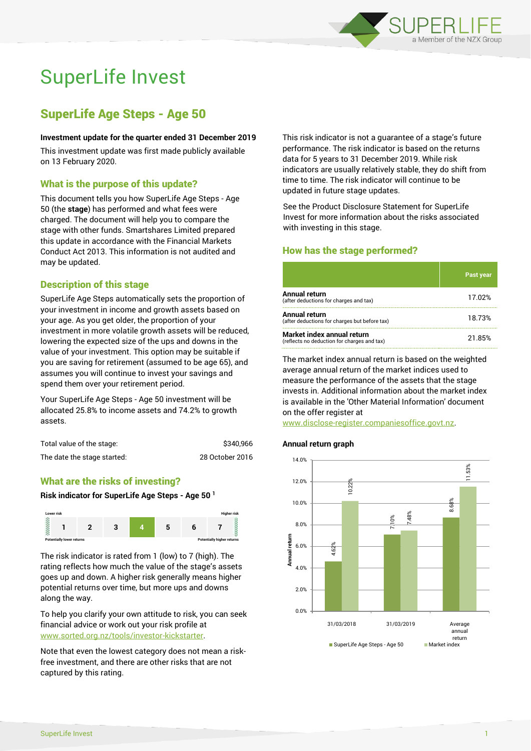# SuperLife Invest

## SuperLife Age Steps - Age 50

**Investment update for the quarter ended 31 December 2019**

This investment update was first made publicly available on 13 February 2020.

### What is the purpose of this update?

This document tells you how SuperLife Age Steps - Age 50 (the **stage**) has performed and what fees were charged. The document will help you to compare the stage with other funds. Smartshares Limited prepared this update in accordance with the Financial Markets Conduct Act 2013. This information is not audited and may be updated.

### Description of this stage

SuperLife Age Steps automatically sets the proportion of your investment in income and growth assets based on your age. As you get older, the proportion of your investment in more volatile growth assets will be reduced, lowering the expected size of the ups and downs in the value of your investment. This option may be suitable if you are saving for retirement (assumed to be age 65), and assumes you will continue to invest your savings and spend them over your retirement period.

Your SuperLife Age Steps - Age 50 investment will be allocated 25.8% to income assets and 74.2% to growth assets.

| | |
|---|---|
| Total value of the stage: | $340,966 |
| The date the stage started: | 28 October 2016 |

### What are the risks of investing?

**Risk indicator for SuperLife Age Steps - Age 50 [1]**

| Lower risk | | | | | | Higher risk |
|---|---|---|---|---|---|---|
| 1 | 2 | 3 | **4** | 5 | 6 | 7 |
| Potentially lower returns | | | | | | Potentially higher returns |

The risk indicator is rated from 1 (low) to 7 (high). The rating reflects how much the value of the stage's assets goes up and down. A higher risk generally means higher potential returns over time, but more ups and downs along the way.

To help you clarify your own attitude to risk, you can seek financial advice or work out your risk profile at www.sorted.org.nz/tools/investor-kickstarter.

Note that even the lowest category does not mean a risk-free investment, and there are other risks that are not captured by this rating.

This risk indicator is not a guarantee of a stage's future performance. The risk indicator is based on the returns data for 5 years to 31 December 2019. While risk indicators are usually relatively stable, they do shift from time to time. The risk indicator will continue to be updated in future stage updates.

See the Product Disclosure Statement for SuperLife Invest for more information about the risks associated with investing in this stage.

### How has the stage performed?

| | Past year |
|---|---|
| **Annual return** (after deductions for charges and tax) | 17.02% |
| **Annual return** (after deductions for charges but before tax) | 18.73% |
| **Market index annual return** (reflects no deduction for charges and tax) | 21.85% |

The market index annual return is based on the weighted average annual return of the market indices used to measure the performance of the assets that the stage invests in. Additional information about the market index is available in the 'Other Material Information' document on the offer register at www.disclose-register.companiesoffice.govt.nz.

**Annual return graph**

| | SuperLife Age Steps - Age 50 | Market index |
|---|---|---|
| 31/03/2018 | 4.62% | 10.22% |
| 31/03/2019 | 7.10% | 7.48% |
| Average annual return | 8.68% | 11.53% |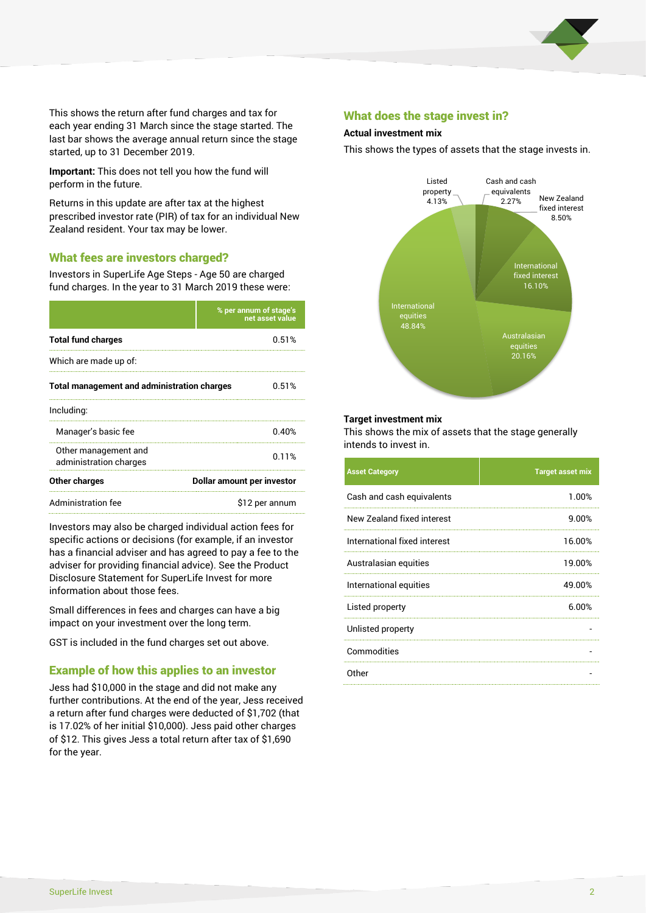This shows the return after fund charges and tax for each year ending 31 March since the stage started. The last bar shows the average annual return since the stage started, up to 31 December 2019.

**Important:** This does not tell you how the fund will perform in the future.

Returns in this update are after tax at the highest prescribed investor rate (PIR) of tax for an individual New Zealand resident. Your tax may be lower.

## What fees are investors charged?

Investors in SuperLife Age Steps - Age 50 are charged fund charges. In the year to 31 March 2019 these were:

| | % per annum of stage's net asset value |
|---|---|
| **Total fund charges** | 0.51% |
| Which are made up of: | |
| **Total management and administration charges** | 0.51% |
| Including: | |
| Manager's basic fee | 0.40% |
| Other management and administration charges | 0.11% |
| **Other charges** | **Dollar amount per investor** |
| Administration fee | $12 per annum |

Investors may also be charged individual action fees for specific actions or decisions (for example, if an investor has a financial adviser and has agreed to pay a fee to the adviser for providing financial advice). See the Product Disclosure Statement for SuperLife Invest for more information about those fees.

Small differences in fees and charges can have a big impact on your investment over the long term.

GST is included in the fund charges set out above.

## Example of how this applies to an investor

Jess had $10,000 in the stage and did not make any further contributions. At the end of the year, Jess received a return after fund charges were deducted of $1,702 (that is 17.02% of her initial $10,000). Jess paid other charges of $12. This gives Jess a total return after tax of $1,690 for the year.

## What does the stage invest in?

### Actual investment mix

This shows the types of assets that the stage invests in.

| Asset | % |
|---|---|
| Listed property | 4.13% |
| Cash and cash equivalents | 2.27% |
| New Zealand fixed interest | 8.50% |
| International fixed interest | 16.10% |
| Australasian equities | 20.16% |
| International equities | 48.84% |

### Target investment mix

This shows the mix of assets that the stage generally intends to invest in.

| Asset Category | Target asset mix |
|---|---|
| Cash and cash equivalents | 1.00% |
| New Zealand fixed interest | 9.00% |
| International fixed interest | 16.00% |
| Australasian equities | 19.00% |
| International equities | 49.00% |
| Listed property | 6.00% |
| Unlisted property | - |
| Commodities | - |
| Other | - |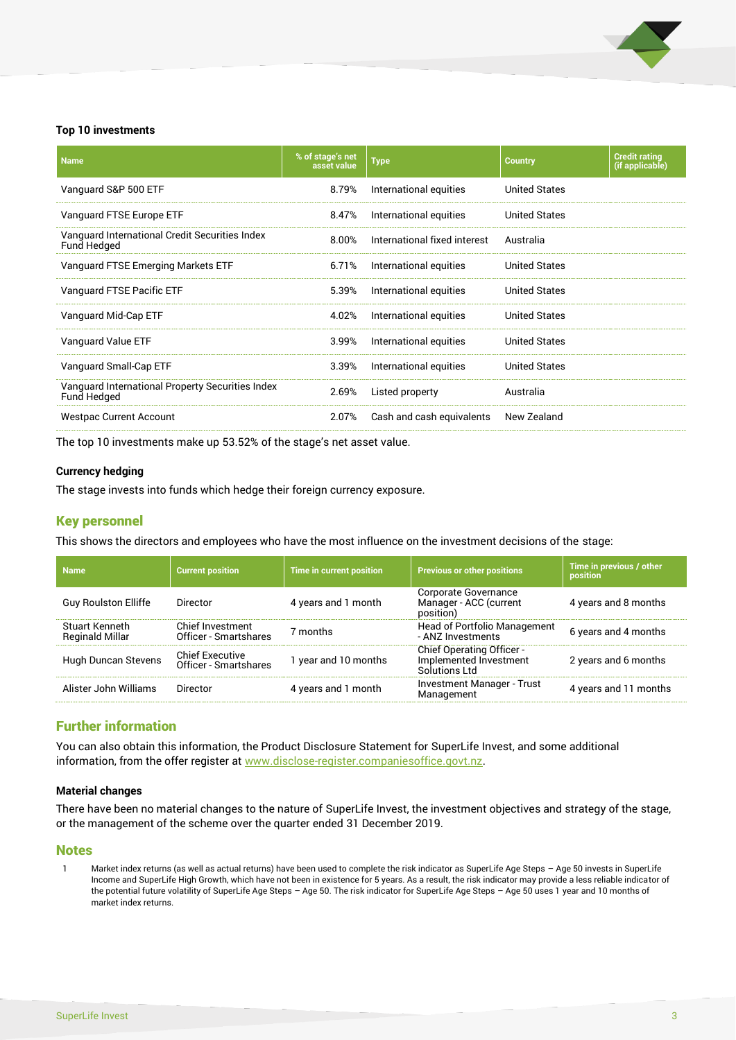### Top 10 investments

| Name | % of stage's net asset value | Type | Country | Credit rating (if applicable) |
|---|---|---|---|---|
| Vanguard S&P 500 ETF | 8.79% | International equities | United States | |
| Vanguard FTSE Europe ETF | 8.47% | International equities | United States | |
| Vanguard International Credit Securities Index Fund Hedged | 8.00% | International fixed interest | Australia | |
| Vanguard FTSE Emerging Markets ETF | 6.71% | International equities | United States | |
| Vanguard FTSE Pacific ETF | 5.39% | International equities | United States | |
| Vanguard Mid-Cap ETF | 4.02% | International equities | United States | |
| Vanguard Value ETF | 3.99% | International equities | United States | |
| Vanguard Small-Cap ETF | 3.39% | International equities | United States | |
| Vanguard International Property Securities Index Fund Hedged | 2.69% | Listed property | Australia | |
| Westpac Current Account | 2.07% | Cash and cash equivalents | New Zealand | |

The top 10 investments make up 53.52% of the stage's net asset value.

### Currency hedging

The stage invests into funds which hedge their foreign currency exposure.

## Key personnel

This shows the directors and employees who have the most influence on the investment decisions of the stage:

| Name | Current position | Time in current position | Previous or other positions | Time in previous / other position |
|---|---|---|---|---|
| Guy Roulston Elliffe | Director | 4 years and 1 month | Corporate Governance Manager - ACC (current position) | 4 years and 8 months |
| Stuart Kenneth Reginald Millar | Chief Investment Officer - Smartshares | 7 months | Head of Portfolio Management - ANZ Investments | 6 years and 4 months |
| Hugh Duncan Stevens | Chief Executive Officer - Smartshares | 1 year and 10 months | Chief Operating Officer - Implemented Investment Solutions Ltd | 2 years and 6 months |
| Alister John Williams | Director | 4 years and 1 month | Investment Manager - Trust Management | 4 years and 11 months |

## Further information

You can also obtain this information, the Product Disclosure Statement for SuperLife Invest, and some additional information, from the offer register at www.disclose-register.companiesoffice.govt.nz.

### Material changes

There have been no material changes to the nature of SuperLife Invest, the investment objectives and strategy of the stage, or the management of the scheme over the quarter ended 31 December 2019.

## Notes

1. Market index returns (as well as actual returns) have been used to complete the risk indicator as SuperLife Age Steps – Age 50 invests in SuperLife Income and SuperLife High Growth, which have not been in existence for 5 years. As a result, the risk indicator may provide a less reliable indicator of the potential future volatility of SuperLife Age Steps – Age 50. The risk indicator for SuperLife Age Steps – Age 50 uses 1 year and 10 months of market index returns.